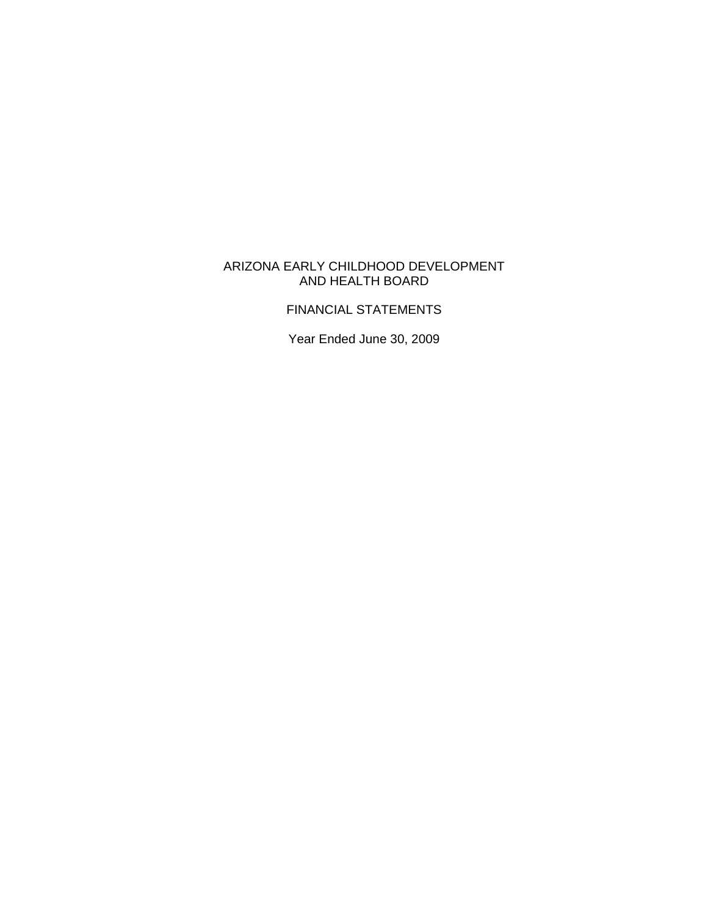# ARIZONA EARLY CHILDHOOD DEVELOPMENT AND HEALTH BOARD

## FINANCIAL STATEMENTS

Year Ended June 30, 2009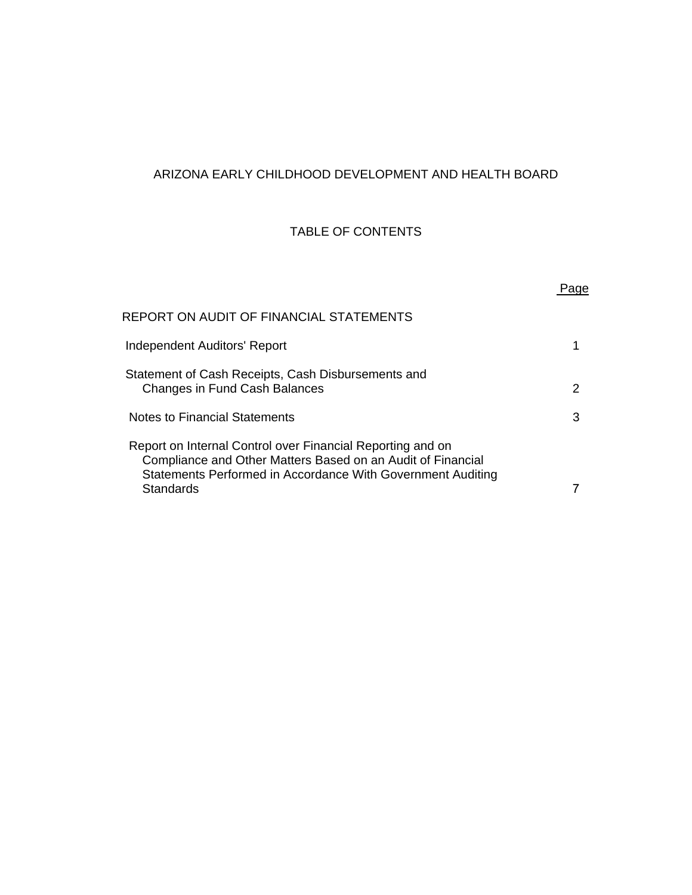# ARIZONA EARLY CHILDHOOD DEVELOPMENT AND HEALTH BOARD

## TABLE OF CONTENTS

| | Page |
|---|---|
| REPORT ON AUDIT OF FINANCIAL STATEMENTS | |
| Independent Auditors' Report | 1 |
| Statement of Cash Receipts, Cash Disbursements and Changes in Fund Cash Balances | 2 |
| Notes to Financial Statements | 3 |
| Report on Internal Control over Financial Reporting and on Compliance and Other Matters Based on an Audit of Financial Statements Performed in Accordance With Government Auditing Standards | 7 |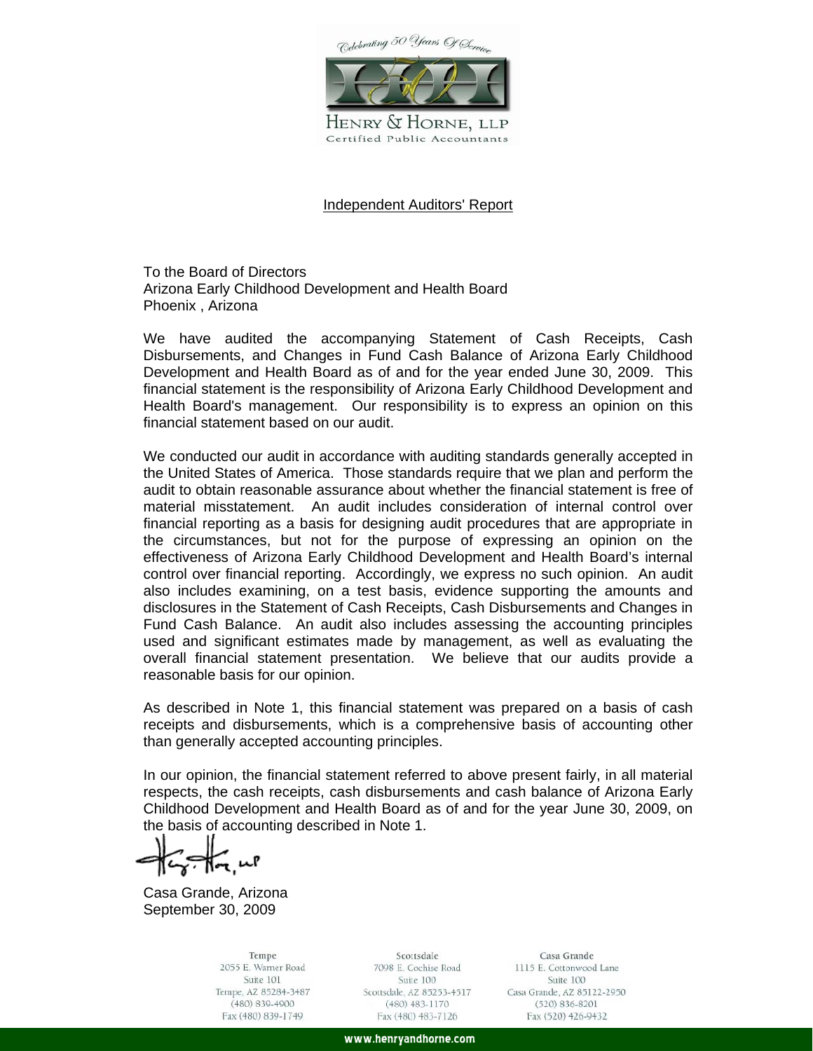Celebrating 50 Years Of Service

HENRY & HORNE, LLP
Certified Public Accountants

## Independent Auditors' Report

To the Board of Directors
Arizona Early Childhood Development and Health Board
Phoenix , Arizona

We have audited the accompanying Statement of Cash Receipts, Cash Disbursements, and Changes in Fund Cash Balance of Arizona Early Childhood Development and Health Board as of and for the year ended June 30, 2009. This financial statement is the responsibility of Arizona Early Childhood Development and Health Board's management. Our responsibility is to express an opinion on this financial statement based on our audit.

We conducted our audit in accordance with auditing standards generally accepted in the United States of America. Those standards require that we plan and perform the audit to obtain reasonable assurance about whether the financial statement is free of material misstatement. An audit includes consideration of internal control over financial reporting as a basis for designing audit procedures that are appropriate in the circumstances, but not for the purpose of expressing an opinion on the effectiveness of Arizona Early Childhood Development and Health Board's internal control over financial reporting. Accordingly, we express no such opinion. An audit also includes examining, on a test basis, evidence supporting the amounts and disclosures in the Statement of Cash Receipts, Cash Disbursements and Changes in Fund Cash Balance. An audit also includes assessing the accounting principles used and significant estimates made by management, as well as evaluating the overall financial statement presentation. We believe that our audits provide a reasonable basis for our opinion.

As described in Note 1, this financial statement was prepared on a basis of cash receipts and disbursements, which is a comprehensive basis of accounting other than generally accepted accounting principles.

In our opinion, the financial statement referred to above present fairly, in all material respects, the cash receipts, cash disbursements and cash balance of Arizona Early Childhood Development and Health Board as of and for the year June 30, 2009, on the basis of accounting described in Note 1.

Henry & Horne, LLP

Casa Grande, Arizona
September 30, 2009

| Tempe | Scottsdale | Casa Grande |
|---|---|---|
| 2055 E. Warner Road | 7098 E. Cochise Road | 1115 E. Cottonwood Lane |
| Suite 101 | Suite 100 | Suite 100 |
| Tempe, AZ 85284-3487 | Scottsdale, AZ 85253-4517 | Casa Grande, AZ 85122-2950 |
| (480) 839-4900 | (480) 483-1170 | (520) 836-8201 |
| Fax (480) 839-1749 | Fax (480) 483-7126 | Fax (520) 426-9432 |

www.henryandhorne.com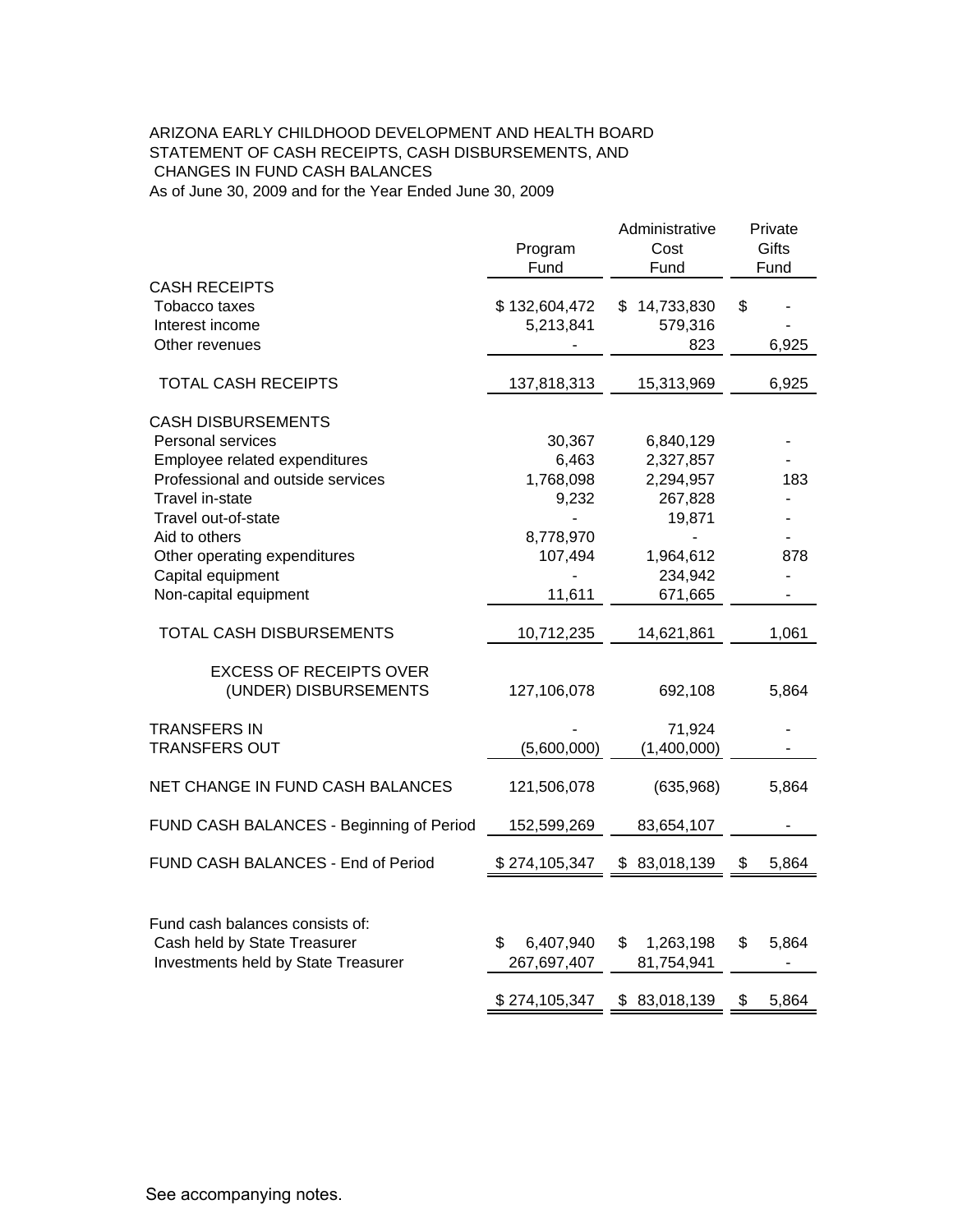ARIZONA EARLY CHILDHOOD DEVELOPMENT AND HEALTH BOARD
STATEMENT OF CASH RECEIPTS, CASH DISBURSEMENTS, AND
CHANGES IN FUND CASH BALANCES
As of June 30, 2009 and for the Year Ended June 30, 2009

| | Program Fund | Administrative Cost Fund | Private Gifts Fund |
|---|---|---|---|
| CASH RECEIPTS | | | |
| Tobacco taxes | $ 132,604,472 | $ 14,733,830 | $ - |
| Interest income | 5,213,841 | 579,316 | - |
| Other revenues | - | 823 | 6,925 |
| TOTAL CASH RECEIPTS | 137,818,313 | 15,313,969 | 6,925 |
| CASH DISBURSEMENTS | | | |
| Personal services | 30,367 | 6,840,129 | - |
| Employee related expenditures | 6,463 | 2,327,857 | - |
| Professional and outside services | 1,768,098 | 2,294,957 | 183 |
| Travel in-state | 9,232 | 267,828 | - |
| Travel out-of-state | - | 19,871 | - |
| Aid to others | 8,778,970 | - | - |
| Other operating expenditures | 107,494 | 1,964,612 | 878 |
| Capital equipment | - | 234,942 | - |
| Non-capital equipment | 11,611 | 671,665 | - |
| TOTAL CASH DISBURSEMENTS | 10,712,235 | 14,621,861 | 1,061 |
| EXCESS OF RECEIPTS OVER (UNDER) DISBURSEMENTS | 127,106,078 | 692,108 | 5,864 |
| TRANSFERS IN | - | 71,924 | - |
| TRANSFERS OUT | (5,600,000) | (1,400,000) | - |
| NET CHANGE IN FUND CASH BALANCES | 121,506,078 | (635,968) | 5,864 |
| FUND CASH BALANCES - Beginning of Period | 152,599,269 | 83,654,107 | - |
| FUND CASH BALANCES - End of Period | $ 274,105,347 | $ 83,018,139 | $ 5,864 |
| Fund cash balances consists of: | | | |
| Cash held by State Treasurer | $ 6,407,940 | $ 1,263,198 | $ 5,864 |
| Investments held by State Treasurer | 267,697,407 | 81,754,941 | - |
| | $ 274,105,347 | $ 83,018,139 | $ 5,864 |

See accompanying notes.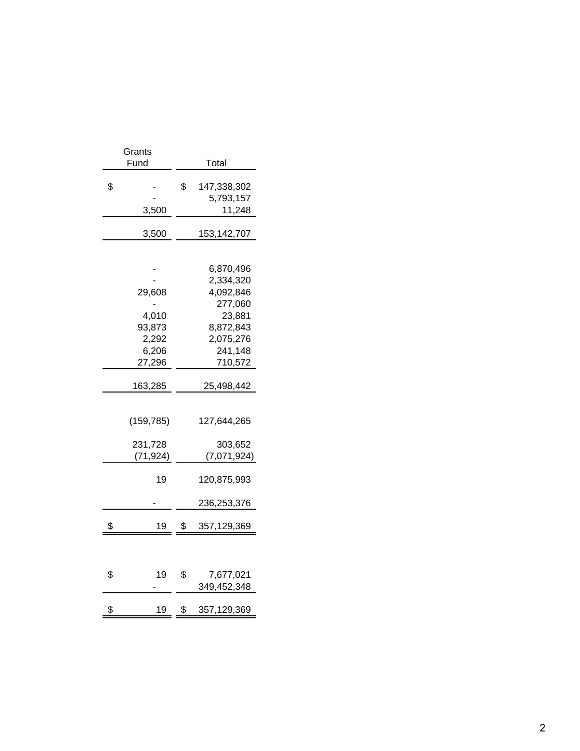| Grants Fund | Total |
|---|---|
| $ - | $ 147,338,302 |
| - | 5,793,157 |
| 3,500 | 11,248 |
| 3,500 | 153,142,707 |
| | |
| - | 6,870,496 |
| - | 2,334,320 |
| 29,608 | 4,092,846 |
| - | 277,060 |
| 4,010 | 23,881 |
| 93,873 | 8,872,843 |
| 2,292 | 2,075,276 |
| 6,206 | 241,148 |
| 27,296 | 710,572 |
| 163,285 | 25,498,442 |
| | |
| (159,785) | 127,644,265 |
| | |
| 231,728 | 303,652 |
| (71,924) | (7,071,924) |
| 19 | 120,875,993 |
| - | 236,253,376 |
| $ 19 | $ 357,129,369 |
| | |
| $ 19 | $ 7,677,021 |
| - | 349,452,348 |
| $ 19 | $ 357,129,369 |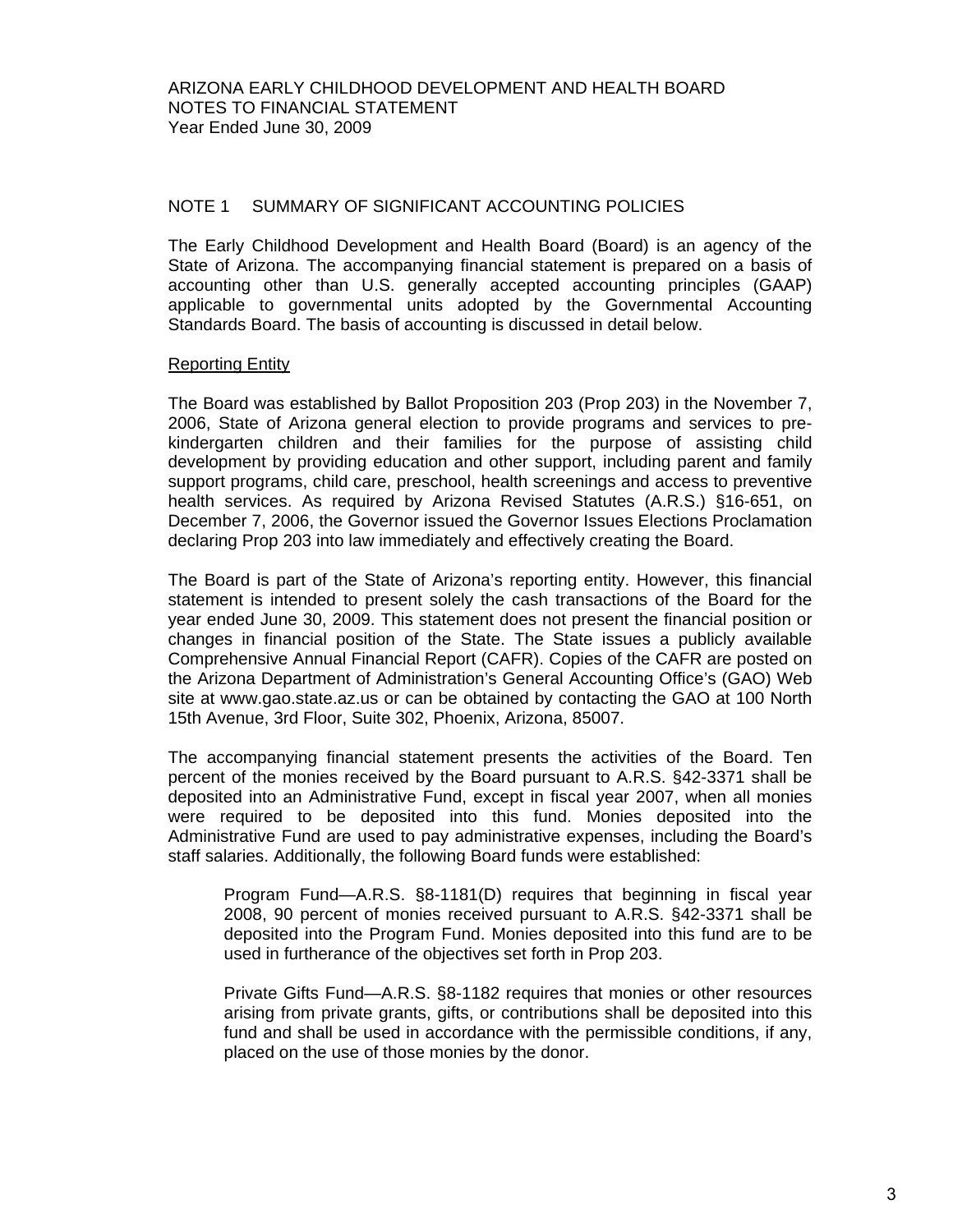ARIZONA EARLY CHILDHOOD DEVELOPMENT AND HEALTH BOARD
NOTES TO FINANCIAL STATEMENT
Year Ended June 30, 2009

## NOTE 1 SUMMARY OF SIGNIFICANT ACCOUNTING POLICIES

The Early Childhood Development and Health Board (Board) is an agency of the State of Arizona. The accompanying financial statement is prepared on a basis of accounting other than U.S. generally accepted accounting principles (GAAP) applicable to governmental units adopted by the Governmental Accounting Standards Board. The basis of accounting is discussed in detail below.

### Reporting Entity

The Board was established by Ballot Proposition 203 (Prop 203) in the November 7, 2006, State of Arizona general election to provide programs and services to pre-kindergarten children and their families for the purpose of assisting child development by providing education and other support, including parent and family support programs, child care, preschool, health screenings and access to preventive health services. As required by Arizona Revised Statutes (A.R.S.) §16-651, on December 7, 2006, the Governor issued the Governor Issues Elections Proclamation declaring Prop 203 into law immediately and effectively creating the Board.

The Board is part of the State of Arizona's reporting entity. However, this financial statement is intended to present solely the cash transactions of the Board for the year ended June 30, 2009. This statement does not present the financial position or changes in financial position of the State. The State issues a publicly available Comprehensive Annual Financial Report (CAFR). Copies of the CAFR are posted on the Arizona Department of Administration's General Accounting Office's (GAO) Web site at www.gao.state.az.us or can be obtained by contacting the GAO at 100 North 15th Avenue, 3rd Floor, Suite 302, Phoenix, Arizona, 85007.

The accompanying financial statement presents the activities of the Board. Ten percent of the monies received by the Board pursuant to A.R.S. §42-3371 shall be deposited into an Administrative Fund, except in fiscal year 2007, when all monies were required to be deposited into this fund. Monies deposited into the Administrative Fund are used to pay administrative expenses, including the Board's staff salaries. Additionally, the following Board funds were established:

Program Fund—A.R.S. §8-1181(D) requires that beginning in fiscal year 2008, 90 percent of monies received pursuant to A.R.S. §42-3371 shall be deposited into the Program Fund. Monies deposited into this fund are to be used in furtherance of the objectives set forth in Prop 203.

Private Gifts Fund—A.R.S. §8-1182 requires that monies or other resources arising from private grants, gifts, or contributions shall be deposited into this fund and shall be used in accordance with the permissible conditions, if any, placed on the use of those monies by the donor.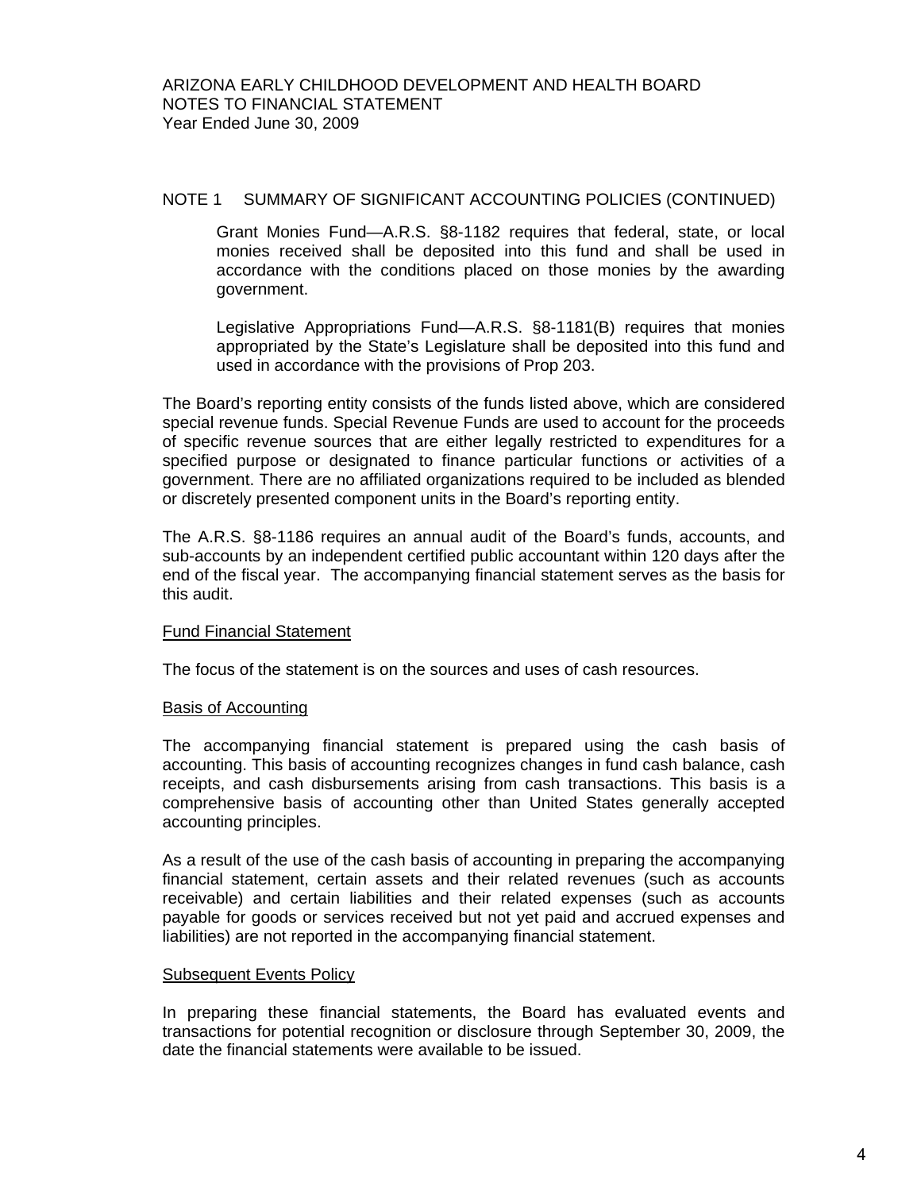NOTE 1 SUMMARY OF SIGNIFICANT ACCOUNTING POLICIES (CONTINUED)

> Grant Monies Fund—A.R.S. §8-1182 requires that federal, state, or local monies received shall be deposited into this fund and shall be used in accordance with the conditions placed on those monies by the awarding government.
>
> Legislative Appropriations Fund—A.R.S. §8-1181(B) requires that monies appropriated by the State's Legislature shall be deposited into this fund and used in accordance with the provisions of Prop 203.

The Board's reporting entity consists of the funds listed above, which are considered special revenue funds. Special Revenue Funds are used to account for the proceeds of specific revenue sources that are either legally restricted to expenditures for a specified purpose or designated to finance particular functions or activities of a government. There are no affiliated organizations required to be included as blended or discretely presented component units in the Board's reporting entity.

The A.R.S. §8-1186 requires an annual audit of the Board's funds, accounts, and sub-accounts by an independent certified public accountant within 120 days after the end of the fiscal year. The accompanying financial statement serves as the basis for this audit.

## Fund Financial Statement

The focus of the statement is on the sources and uses of cash resources.

## Basis of Accounting

The accompanying financial statement is prepared using the cash basis of accounting. This basis of accounting recognizes changes in fund cash balance, cash receipts, and cash disbursements arising from cash transactions. This basis is a comprehensive basis of accounting other than United States generally accepted accounting principles.

As a result of the use of the cash basis of accounting in preparing the accompanying financial statement, certain assets and their related revenues (such as accounts receivable) and certain liabilities and their related expenses (such as accounts payable for goods or services received but not yet paid and accrued expenses and liabilities) are not reported in the accompanying financial statement.

## Subsequent Events Policy

In preparing these financial statements, the Board has evaluated events and transactions for potential recognition or disclosure through September 30, 2009, the date the financial statements were available to be issued.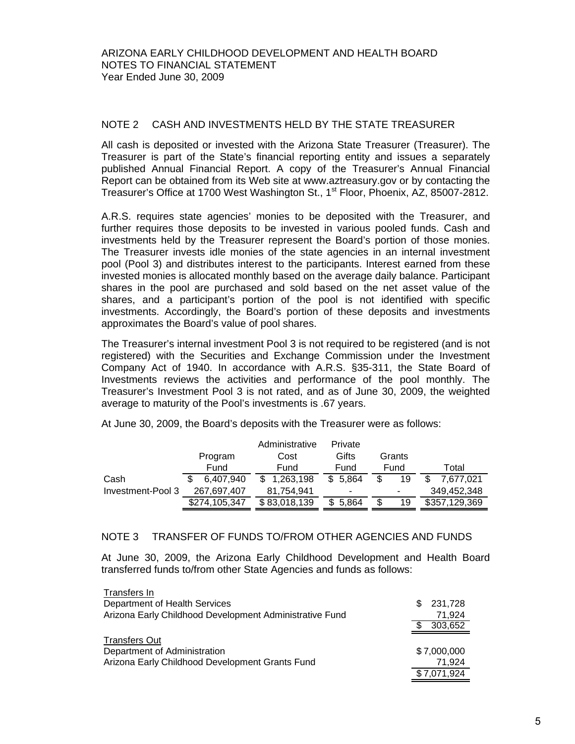ARIZONA EARLY CHILDHOOD DEVELOPMENT AND HEALTH BOARD
NOTES TO FINANCIAL STATEMENT
Year Ended June 30, 2009

## NOTE 2 CASH AND INVESTMENTS HELD BY THE STATE TREASURER

All cash is deposited or invested with the Arizona State Treasurer (Treasurer). The Treasurer is part of the State's financial reporting entity and issues a separately published Annual Financial Report. A copy of the Treasurer's Annual Financial Report can be obtained from its Web site at www.aztreasury.gov or by contacting the Treasurer's Office at 1700 West Washington St., 1st Floor, Phoenix, AZ, 85007-2812.

A.R.S. requires state agencies' monies to be deposited with the Treasurer, and further requires those deposits to be invested in various pooled funds. Cash and investments held by the Treasurer represent the Board's portion of those monies. The Treasurer invests idle monies of the state agencies in an internal investment pool (Pool 3) and distributes interest to the participants. Interest earned from these invested monies is allocated monthly based on the average daily balance. Participant shares in the pool are purchased and sold based on the net asset value of the shares, and a participant's portion of the pool is not identified with specific investments. Accordingly, the Board's portion of these deposits and investments approximates the Board's value of pool shares.

The Treasurer's internal investment Pool 3 is not required to be registered (and is not registered) with the Securities and Exchange Commission under the Investment Company Act of 1940. In accordance with A.R.S. §35-311, the State Board of Investments reviews the activities and performance of the pool monthly. The Treasurer's Investment Pool 3 is not rated, and as of June 30, 2009, the weighted average to maturity of the Pool's investments is .67 years.

At June 30, 2009, the Board's deposits with the Treasurer were as follows:

| | Program Fund | Administrative Cost Fund | Private Gifts Fund | Grants Fund | Total |
|---|---|---|---|---|---|
| Cash | $ 6,407,940 | $ 1,263,198 | $ 5,864 | $ 19 | $ 7,677,021 |
| Investment-Pool 3 | 267,697,407 | 81,754,941 | - | - | 349,452,348 |
| | $274,105,347 | $ 83,018,139 | $ 5,864 | $ 19 | $357,129,369 |

## NOTE 3 TRANSFER OF FUNDS TO/FROM OTHER AGENCIES AND FUNDS

At June 30, 2009, the Arizona Early Childhood Development and Health Board transferred funds to/from other State Agencies and funds as follows:

| | |
|---|---|
| Transfers In | |
| Department of Health Services | $ 231,728 |
| Arizona Early Childhood Development Administrative Fund | 71,924 |
| | $ 303,652 |
| Transfers Out | |
| Department of Administration | $ 7,000,000 |
| Arizona Early Childhood Development Grants Fund | 71,924 |
| | $ 7,071,924 |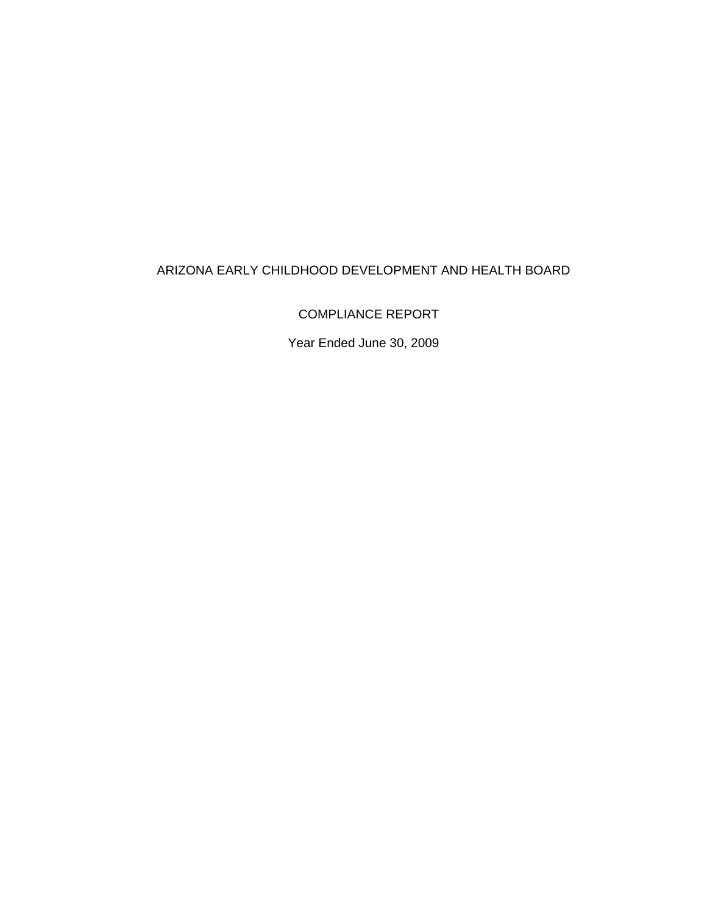# ARIZONA EARLY CHILDHOOD DEVELOPMENT AND HEALTH BOARD

## COMPLIANCE REPORT

Year Ended June 30, 2009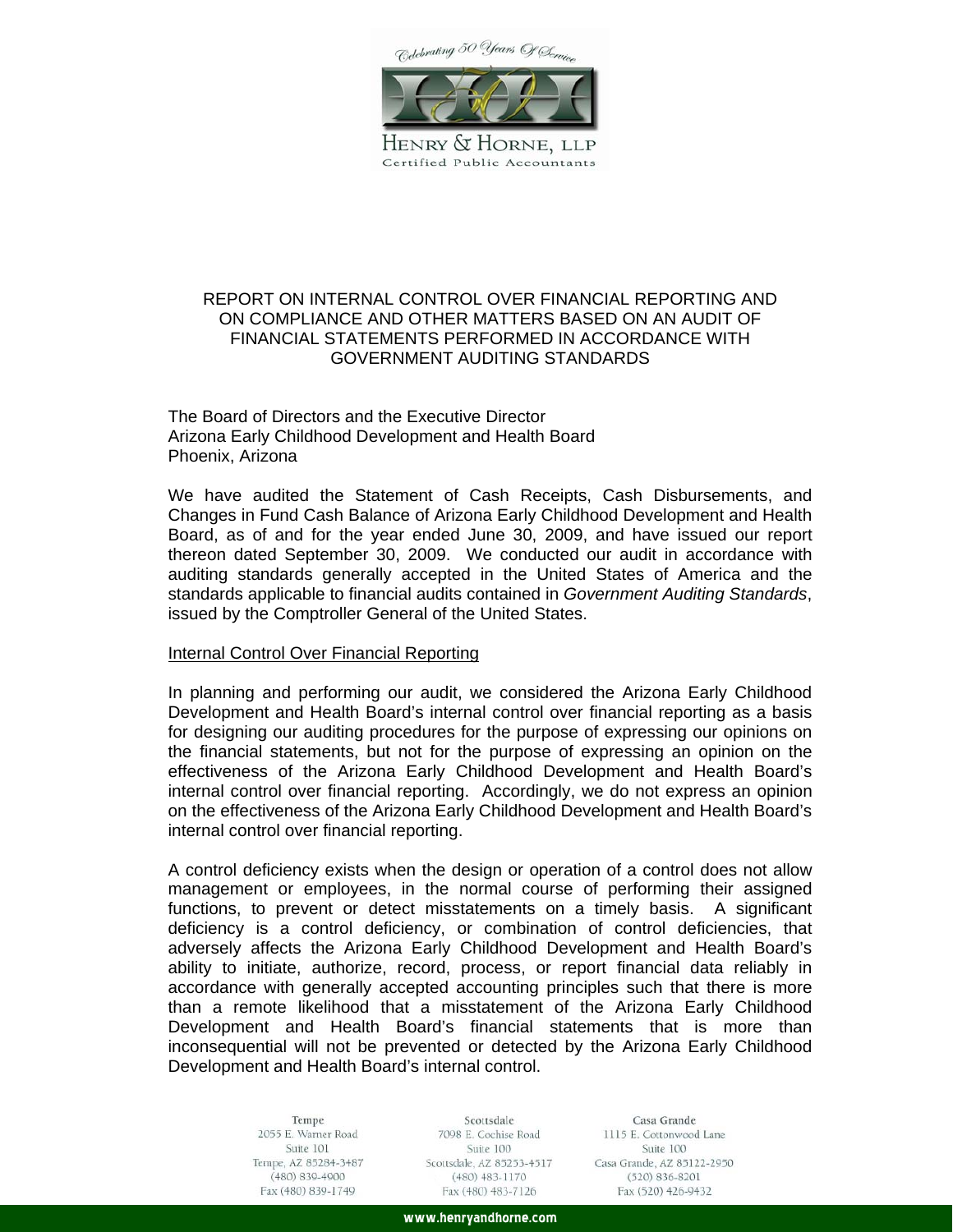Celebrating 50 Years Of Service

HENRY & HORNE, LLP
Certified Public Accountants

REPORT ON INTERNAL CONTROL OVER FINANCIAL REPORTING AND ON COMPLIANCE AND OTHER MATTERS BASED ON AN AUDIT OF FINANCIAL STATEMENTS PERFORMED IN ACCORDANCE WITH GOVERNMENT AUDITING STANDARDS

The Board of Directors and the Executive Director
Arizona Early Childhood Development and Health Board
Phoenix, Arizona

We have audited the Statement of Cash Receipts, Cash Disbursements, and Changes in Fund Cash Balance of Arizona Early Childhood Development and Health Board, as of and for the year ended June 30, 2009, and have issued our report thereon dated September 30, 2009. We conducted our audit in accordance with auditing standards generally accepted in the United States of America and the standards applicable to financial audits contained in *Government Auditing Standards*, issued by the Comptroller General of the United States.

Internal Control Over Financial Reporting

In planning and performing our audit, we considered the Arizona Early Childhood Development and Health Board's internal control over financial reporting as a basis for designing our auditing procedures for the purpose of expressing our opinions on the financial statements, but not for the purpose of expressing an opinion on the effectiveness of the Arizona Early Childhood Development and Health Board's internal control over financial reporting. Accordingly, we do not express an opinion on the effectiveness of the Arizona Early Childhood Development and Health Board's internal control over financial reporting.

A control deficiency exists when the design or operation of a control does not allow management or employees, in the normal course of performing their assigned functions, to prevent or detect misstatements on a timely basis. A significant deficiency is a control deficiency, or combination of control deficiencies, that adversely affects the Arizona Early Childhood Development and Health Board's ability to initiate, authorize, record, process, or report financial data reliably in accordance with generally accepted accounting principles such that there is more than a remote likelihood that a misstatement of the Arizona Early Childhood Development and Health Board's financial statements that is more than inconsequential will not be prevented or detected by the Arizona Early Childhood Development and Health Board's internal control.

Tempe
2055 E. Warner Road
Suite 101
Tempe, AZ 85284-3487
(480) 839-4900
Fax (480) 839-1749

Scottsdale
7098 E. Cochise Road
Suite 100
Scottsdale, AZ 85253-4517
(480) 483-1170
Fax (480) 483-7126

Casa Grande
1115 E. Cottonwood Lane
Suite 100
Casa Grande, AZ 85122-2950
(520) 836-8201
Fax (520) 426-9432

www.henryandhorne.com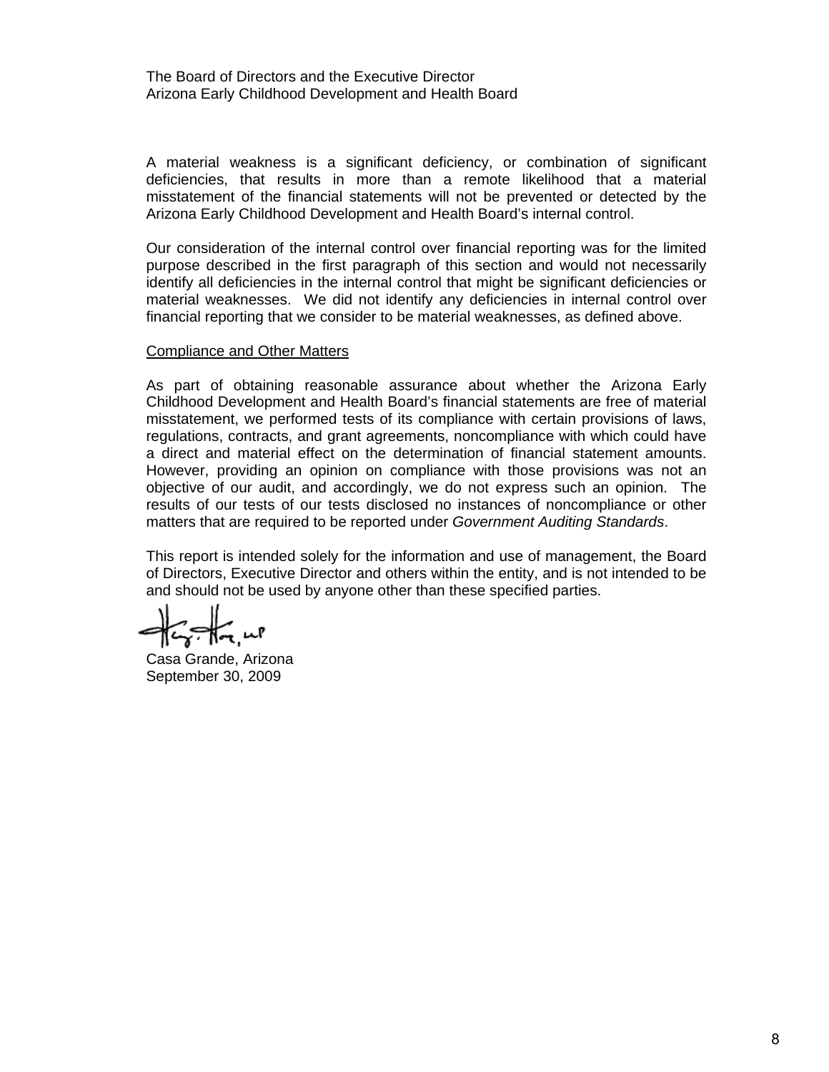The Board of Directors and the Executive Director
Arizona Early Childhood Development and Health Board

A material weakness is a significant deficiency, or combination of significant deficiencies, that results in more than a remote likelihood that a material misstatement of the financial statements will not be prevented or detected by the Arizona Early Childhood Development and Health Board's internal control.

Our consideration of the internal control over financial reporting was for the limited purpose described in the first paragraph of this section and would not necessarily identify all deficiencies in the internal control that might be significant deficiencies or material weaknesses. We did not identify any deficiencies in internal control over financial reporting that we consider to be material weaknesses, as defined above.

Compliance and Other Matters

As part of obtaining reasonable assurance about whether the Arizona Early Childhood Development and Health Board's financial statements are free of material misstatement, we performed tests of its compliance with certain provisions of laws, regulations, contracts, and grant agreements, noncompliance with which could have a direct and material effect on the determination of financial statement amounts. However, providing an opinion on compliance with those provisions was not an objective of our audit, and accordingly, we do not express such an opinion. The results of our tests of our tests disclosed no instances of noncompliance or other matters that are required to be reported under *Government Auditing Standards*.

This report is intended solely for the information and use of management, the Board of Directors, Executive Director and others within the entity, and is not intended to be and should not be used by anyone other than these specified parties.

Heinfeld, Meech & Co., P.C.

Casa Grande, Arizona
September 30, 2009